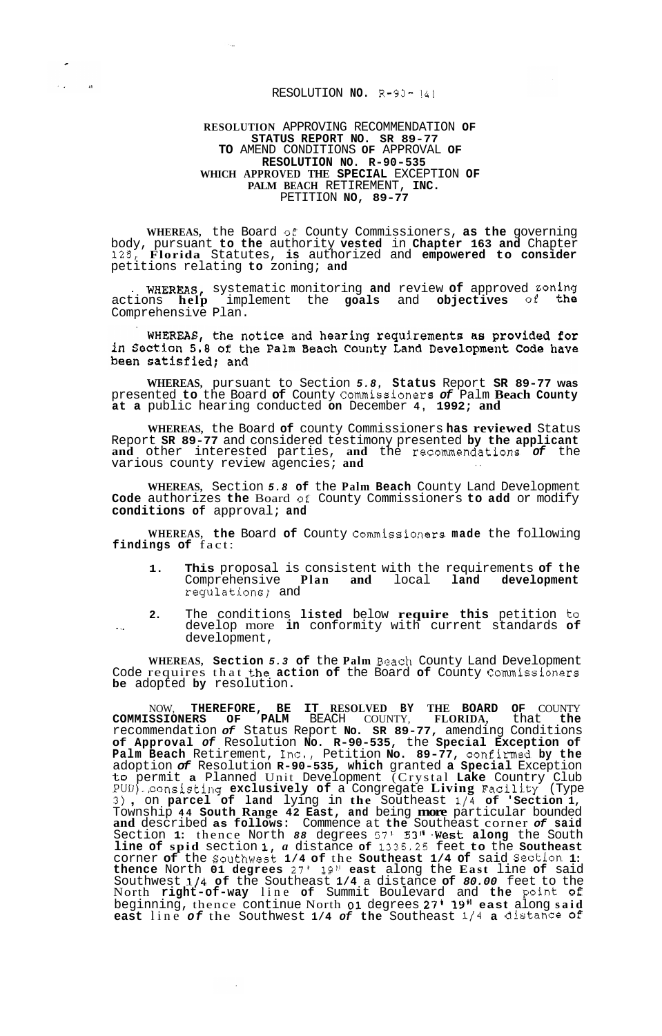RESOLUTION NO. R-93-141

**RESOLUTION APPROVING RECOMMENDATION OF STATUS REPORT NO. SR 89-77 TO AMEND CONDITIONS OF APPROVAL OF RESOLUTION NO. R-90-535 WHICH APPROVED THE SPECIAL EXCEPTION OF PALM BEACH RETIREMENT, INC. PETITION NO. 89-77**

WHEREAS, the Board of County Commissioners, as the governing body, pursuant to the authority vested in Chapter 163 and Chapter 125, Florida Statutes, is authorized and empowered to consider petitions relating to zoning; and

WHEREAS, systematic monitoring and review of approved zoning actions help implement the goals and objectives of the Comprehensive Plan.

WHEREAS, the notice and hearing requirements as provided for in Section 5.8 of the Palm Beach County Land Development Code have been satisfied; and

WHEREAS, pursuant to Section 5.8, Status Report SR 89-77 was presented to the Board of County Commissioners of Palm Beach County at a public hearing conducted on December 4, 1992; and

WHEREAS, the Board of county Commissioners has reviewed Status Report SR 89-77 and considered testimony presented by the applicant and other interested parties, and the recommendations of the various county review agencies; and

WHEREAS, Section 5.8 of the Palm Beach County Land Development Code authorizes the Board of County Commissioners to add or modify conditions of approval; and

WHEREAS, the Board of County Commissioners made the following findings of fact:

1. This proposal is consistent with the requirements of the Comprehensive Plan and local land development regulations; and
2. The conditions listed below require this petition to develop more in conformity with current standards of development,

WHEREAS, Section 5.3 of the Palm Beach County Land Development Code requires that the action of the Board of County Commissioners be adopted by resolution.

NOW, THEREFORE, BE IT RESOLVED BY THE BOARD OF COUNTY COMMISSIONERS OF PALM BEACH COUNTY, FLORIDA, that the recommendation of Status Report No. SR 89-77, amending Conditions of Approval of Resolution No. R-90-535, the Special Exception of Palm Beach Retirement, Inc., Petition No. 89-77, confirmed by the adoption of Resolution R-90-535, which granted a Special Exception to permit a Planned Unit Development (Crystal Lake Country Club PUD) consisting exclusively of a Congregate Living Facility (Type 3), on parcel of land lying in the Southeast 1/4 of Section 1, Township 44 South Range 42 East, and being more particular bounded and described as follows: Commence at the Southeast corner of said Section 1: thence North 88 degrees 57' 53" West along the South line of said section 1, a distance of 1335.25 feet to the Southeast corner of the Southwest 1/4 of the Southeast 1/4 of said Section 1: thence North 01 degrees 27' 19" east along the East line of said Southwest 1/4 of the Southeast 1/4 a distance of 80.00 feet to the North right-of-way line of Summit Boulevard and the point of beginning, thence continue North 01 degrees 27' 19" east along said east line of the Southwest 1/4 of the Southeast 1/4 a distance of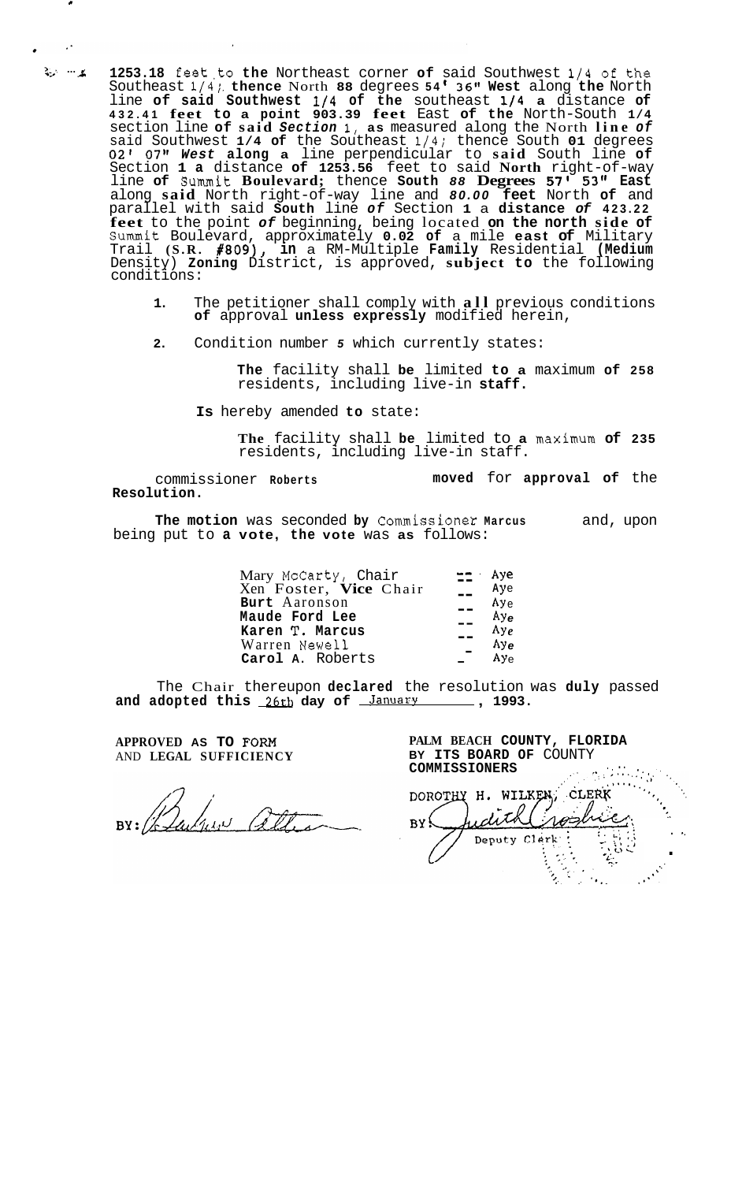1253.18 feet to the Northeast corner of said Southwest 1/4 of the Southeast 1/4; thence North 88 degrees 54' 36" West along the North line of said Southwest 1/4 of the southeast 1/4 a distance of 432.41 feet to a point 903.39 feet East of the North-South 1/4 section line of said *Section* 1, as measured along the North line *of* said Southwest 1/4 of the Southeast 1/4; thence South 01 degrees 02' 07" *West* along a line perpendicular to said South line of Section 1 a distance of 1253.56 feet to said North right-of-way line of Summit Boulevard; thence South *88* Degrees 57' 53" East along said North right-of-way line and *80.00* feet North of and parallel with said South line *of* Section 1 a distance *of* 423.22 feet to the point *of* beginning, being located on the north side of Summit Boulevard, approximately 0.02 of a mile east of Military Trail (S.R. #809), in a RM-Multiple Family Residential (Medium Density) Zoning District, is approved, subject to the following conditions:

1. The petitioner shall comply with all previous conditions of approval unless expressly modified herein,

2. Condition number *5* which currently states:

   The facility shall be limited to a maximum of 258 residents, including live-in staff.

   Is hereby amended to state:

   The facility shall be limited to a maximum of 235 residents, including live-in staff.

commissioner Roberts moved for approval of the Resolution.

The motion was seconded by Commissioner Marcus and, upon being put to a vote, the vote was as follows:

| | | |
|---|---|---|
| Mary McCarty, Chair | -- | Aye |
| Xen Foster, Vice Chair | -- | Aye |
| Burt Aaronson | -- | Aye |
| Maude Ford Lee | -- | Aye |
| Karen T. Marcus | -- | Aye |
| Warren Newell | - | Aye |
| Carol A. Roberts | - | Aye |

The Chair thereupon declared the resolution was duly passed and adopted this 26th day of January, 1993.

APPROVED AS TO FORM AND LEGAL SUFFICIENCY

BY: [signature]

PALM BEACH COUNTY, FLORIDA BY ITS BOARD OF COUNTY COMMISSIONERS

DOROTHY H. WILKEN, CLERK

BY: [signature]
Deputy Clerk